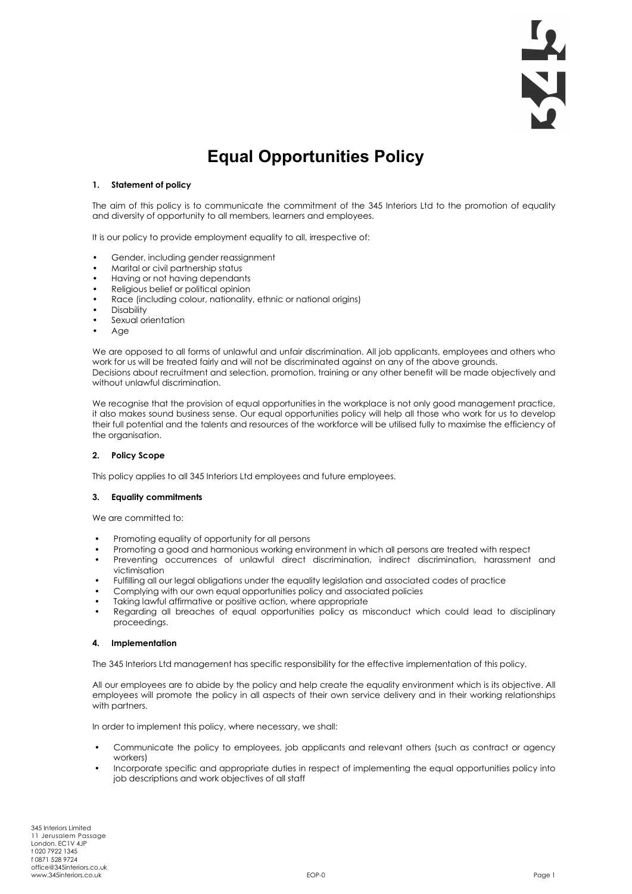# Equal Opportunities Policy

## 1. Statement of policy

The aim of this policy is to communicate the commitment of the 345 Interiors Ltd to the promotion of equality and diversity of opportunity to all members, learners and employees.

It is our policy to provide employment equality to all, irrespective of:

- Gender, including gender reassignment
- Marital or civil partnership status
- Having or not having dependants
- Religious belief or political opinion
- Race (including colour, nationality, ethnic or national origins)
- Disability
- Sexual orientation
- Age

We are opposed to all forms of unlawful and unfair discrimination. All job applicants, employees and others who work for us will be treated fairly and will not be discriminated against on any of the above grounds.
Decisions about recruitment and selection, promotion, training or any other benefit will be made objectively and without unlawful discrimination.

We recognise that the provision of equal opportunities in the workplace is not only good management practice, it also makes sound business sense. Our equal opportunities policy will help all those who work for us to develop their full potential and the talents and resources of the workforce will be utilised fully to maximise the efficiency of the organisation.

## 2. Policy Scope

This policy applies to all 345 Interiors Ltd employees and future employees.

## 3. Equality commitments

We are committed to:

- Promoting equality of opportunity for all persons
- Promoting a good and harmonious working environment in which all persons are treated with respect
- Preventing occurrences of unlawful direct discrimination, indirect discrimination, harassment and victimisation
- Fulfilling all our legal obligations under the equality legislation and associated codes of practice
- Complying with our own equal opportunities policy and associated policies
- Taking lawful affirmative or positive action, where appropriate
- Regarding all breaches of equal opportunities policy as misconduct which could lead to disciplinary proceedings.

## 4. Implementation

The 345 Interiors Ltd management has specific responsibility for the effective implementation of this policy.

All our employees are to abide by the policy and help create the equality environment which is its objective. All employees will promote the policy in all aspects of their own service delivery and in their working relationships with partners.

In order to implement this policy, where necessary, we shall:

- Communicate the policy to employees, job applicants and relevant others (such as contract or agency workers)
- Incorporate specific and appropriate duties in respect of implementing the equal opportunities policy into job descriptions and work objectives of all staff

345 Interiors Limited
11 Jerusalem Passage
London. EC1V 4JP
t 020 7922 1345
f 0871 528 9724
office@345interiors.co.uk
www.345interiors.co.uk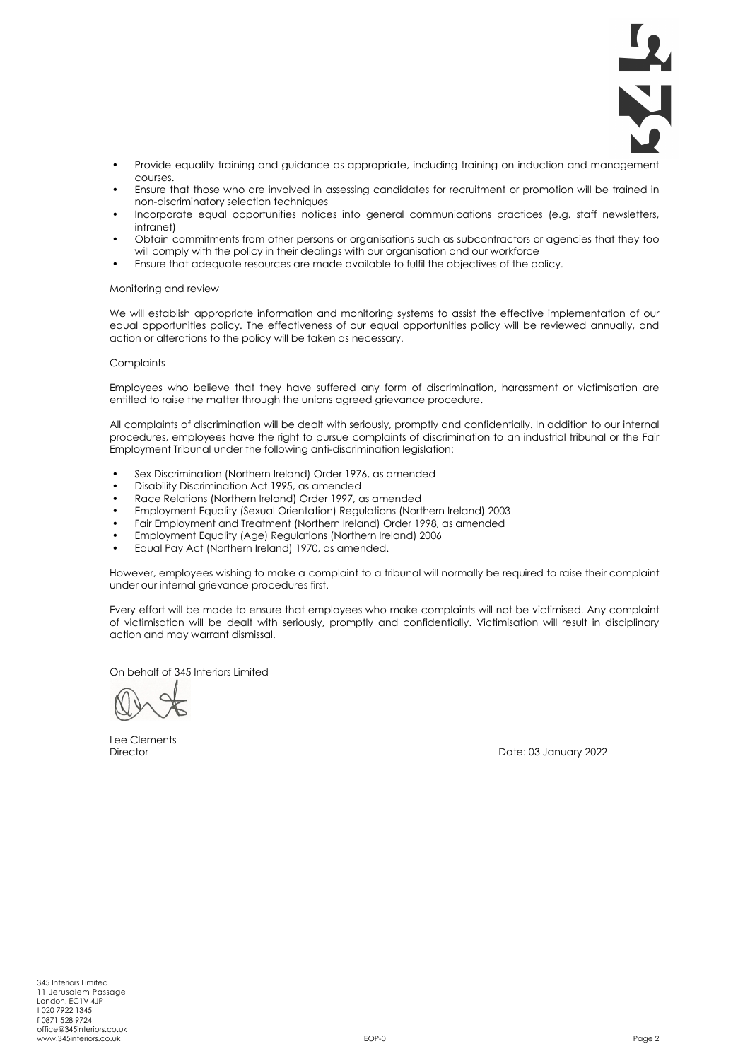- Provide equality training and guidance as appropriate, including training on induction and management courses.
- Ensure that those who are involved in assessing candidates for recruitment or promotion will be trained in non-discriminatory selection techniques
- Incorporate equal opportunities notices into general communications practices (e.g. staff newsletters, intranet)
- Obtain commitments from other persons or organisations such as subcontractors or agencies that they too will comply with the policy in their dealings with our organisation and our workforce
- Ensure that adequate resources are made available to fulfil the objectives of the policy.

Monitoring and review

We will establish appropriate information and monitoring systems to assist the effective implementation of our equal opportunities policy. The effectiveness of our equal opportunities policy will be reviewed annually, and action or alterations to the policy will be taken as necessary.

Complaints

Employees who believe that they have suffered any form of discrimination, harassment or victimisation are entitled to raise the matter through the unions agreed grievance procedure.

All complaints of discrimination will be dealt with seriously, promptly and confidentially. In addition to our internal procedures, employees have the right to pursue complaints of discrimination to an industrial tribunal or the Fair Employment Tribunal under the following anti-discrimination legislation:

- Sex Discrimination (Northern Ireland) Order 1976, as amended
- Disability Discrimination Act 1995, as amended
- Race Relations (Northern Ireland) Order 1997, as amended
- Employment Equality (Sexual Orientation) Regulations (Northern Ireland) 2003
- Fair Employment and Treatment (Northern Ireland) Order 1998, as amended
- Employment Equality (Age) Regulations (Northern Ireland) 2006
- Equal Pay Act (Northern Ireland) 1970, as amended.

However, employees wishing to make a complaint to a tribunal will normally be required to raise their complaint under our internal grievance procedures first.

Every effort will be made to ensure that employees who make complaints will not be victimised. Any complaint of victimisation will be dealt with seriously, promptly and confidentially. Victimisation will result in disciplinary action and may warrant dismissal.

On behalf of 345 Interiors Limited

Lee Clements
Director

Date: 03 January 2022

345 Interiors Limited
11 Jerusalem Passage
London. EC1V 4JP
t 020 7922 1345
f 0871 528 9724
office@345interiors.co.uk
www.345interiors.co.uk

EOP-0